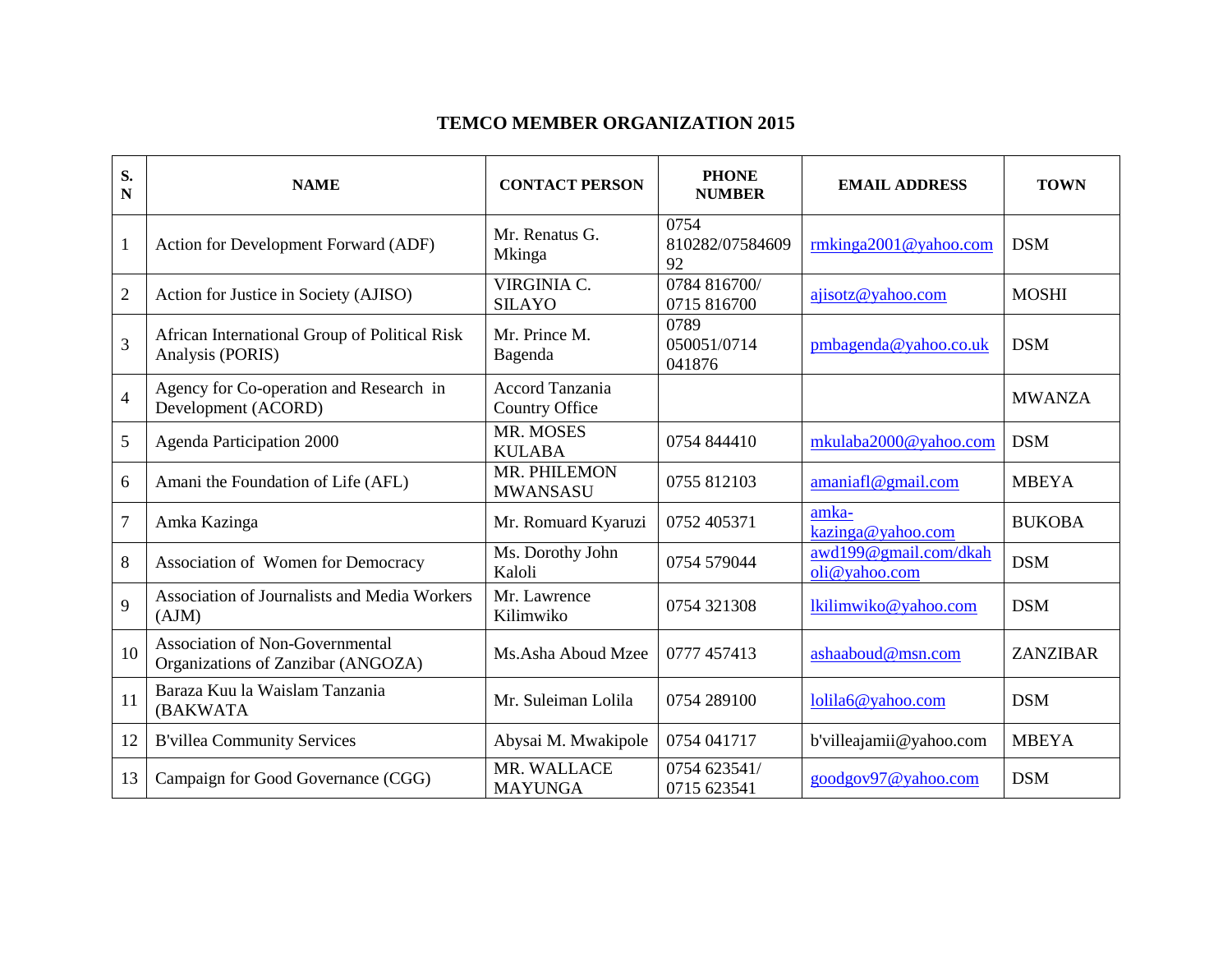# TEMCO MEMBER ORGANIZATION 2015

| S. N | NAME | CONTACT PERSON | PHONE NUMBER | EMAIL ADDRESS | TOWN |
|---|---|---|---|---|---|
| 1 | Action for Development Forward (ADF) | Mr. Renatus G. Mkinga | 0754 810282/0758460992 | rmkinga2001@yahoo.com | DSM |
| 2 | Action for Justice in Society (AJISO) | VIRGINIA C. SILAYO | 0784 816700/ 0715 816700 | ajisotz@yahoo.com | MOSHI |
| 3 | African International Group of Political Risk Analysis (PORIS) | Mr. Prince M. Bagenda | 0789 050051/0714 041876 | pmbagenda@yahoo.co.uk | DSM |
| 4 | Agency for Co-operation and Research in Development (ACORD) | Accord Tanzania Country Office | | | MWANZA |
| 5 | Agenda Participation 2000 | MR. MOSES KULABA | 0754 844410 | mkulaba2000@yahoo.com | DSM |
| 6 | Amani the Foundation of Life (AFL) | MR. PHILEMON MWANSASU | 0755 812103 | amaniafl@gmail.com | MBEYA |
| 7 | Amka Kazinga | Mr. Romuard Kyaruzi | 0752 405371 | amka-kazinga@yahoo.com | BUKOBA |
| 8 | Association of Women for Democracy | Ms. Dorothy John Kaloli | 0754 579044 | awd199@gmail.com/dkaholi@yahoo.com | DSM |
| 9 | Association of Journalists and Media Workers (AJM) | Mr. Lawrence Kilimwiko | 0754 321308 | lkilimwiko@yahoo.com | DSM |
| 10 | Association of Non-Governmental Organizations of Zanzibar (ANGOZA) | Ms.Asha Aboud Mzee | 0777 457413 | ashaaboud@msn.com | ZANZIBAR |
| 11 | Baraza Kuu la Waislam Tanzania (BAKWATA | Mr. Suleiman Lolila | 0754 289100 | lolila6@yahoo.com | DSM |
| 12 | B'villea Community Services | Abysai M. Mwakipole | 0754 041717 | b'villeajamii@yahoo.com | MBEYA |
| 13 | Campaign for Good Governance (CGG) | MR. WALLACE MAYUNGA | 0754 623541/ 0715 623541 | goodgov97@yahoo.com | DSM |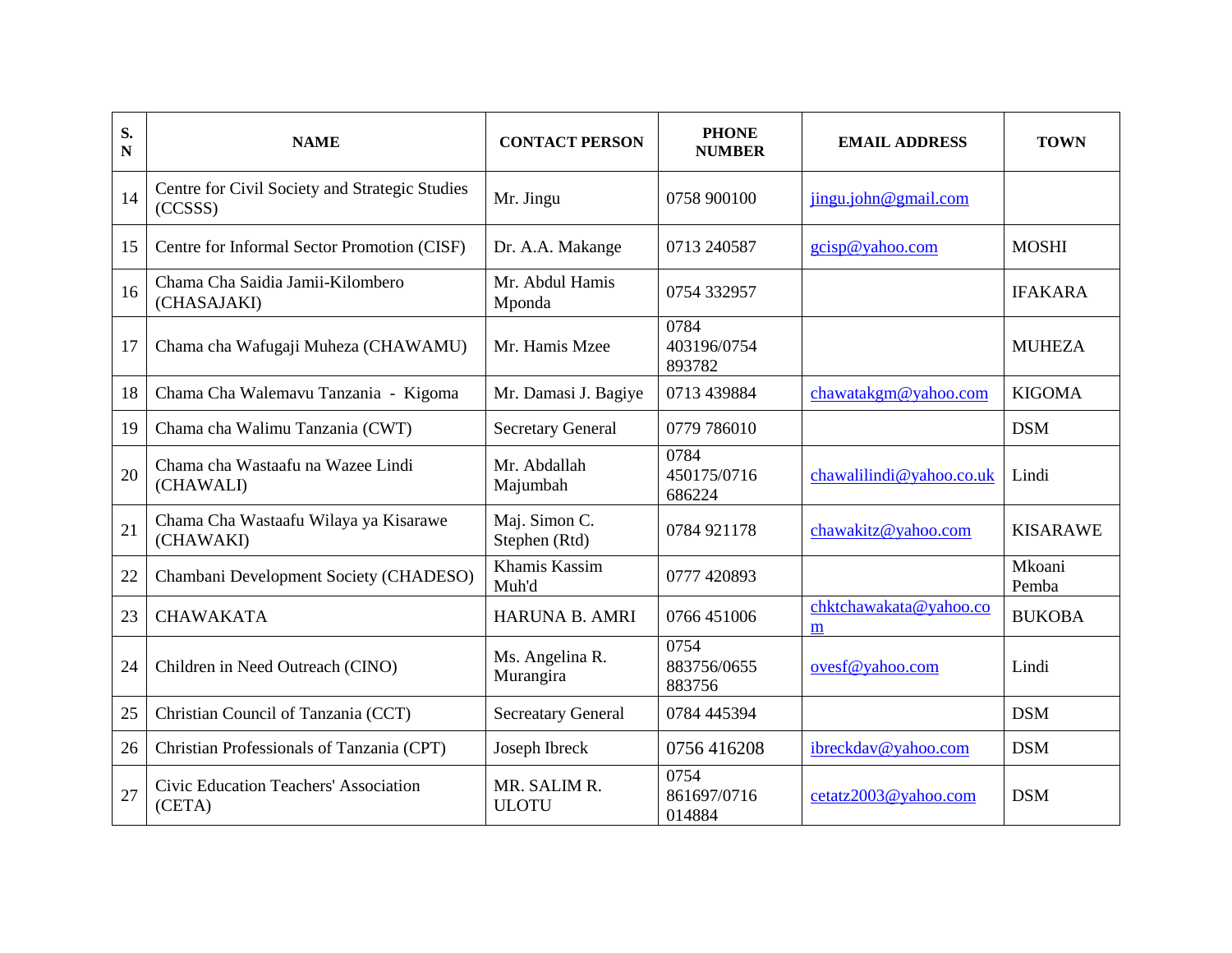| S. N | NAME | CONTACT PERSON | PHONE NUMBER | EMAIL ADDRESS | TOWN |
|---|---|---|---|---|---|
| 14 | Centre for Civil Society and Strategic Studies (CCSSS) | Mr. Jingu | 0758 900100 | jingu.john@gmail.com | |
| 15 | Centre for Informal Sector Promotion (CISF) | Dr. A.A. Makange | 0713 240587 | gcisp@yahoo.com | MOSHI |
| 16 | Chama Cha Saidia Jamii-Kilombero (CHASAJAKI) | Mr. Abdul Hamis Mponda | 0754 332957 | | IFAKARA |
| 17 | Chama cha Wafugaji Muheza (CHAWAMU) | Mr. Hamis Mzee | 0784 403196/0754 893782 | | MUHEZA |
| 18 | Chama Cha Walemavu Tanzania - Kigoma | Mr. Damasi J. Bagiye | 0713 439884 | chawatakgm@yahoo.com | KIGOMA |
| 19 | Chama cha Walimu Tanzania (CWT) | Secretary General | 0779 786010 | | DSM |
| 20 | Chama cha Wastaafu na Wazee Lindi (CHAWALI) | Mr. Abdallah Majumbah | 0784 450175/0716 686224 | chawalilindi@yahoo.co.uk | Lindi |
| 21 | Chama Cha Wastaafu Wilaya ya Kisarawe (CHAWAKI) | Maj. Simon C. Stephen (Rtd) | 0784 921178 | chawakitz@yahoo.com | KISARAWE |
| 22 | Chambani Development Society (CHADESO) | Khamis Kassim Muh'd | 0777 420893 | | Mkoani Pemba |
| 23 | CHAWAKATA | HARUNA B. AMRI | 0766 451006 | chktchawakata@yahoo.com | BUKOBA |
| 24 | Children in Need Outreach (CINO) | Ms. Angelina R. Murangira | 0754 883756/0655 883756 | ovesf@yahoo.com | Lindi |
| 25 | Christian Council of Tanzania (CCT) | Secreatary General | 0784 445394 | | DSM |
| 26 | Christian Professionals of Tanzania (CPT) | Joseph Ibreck | 0756 416208 | ibreckdav@yahoo.com | DSM |
| 27 | Civic Education Teachers' Association (CETA) | MR. SALIM R. ULOTU | 0754 861697/0716 014884 | cetatz2003@yahoo.com | DSM |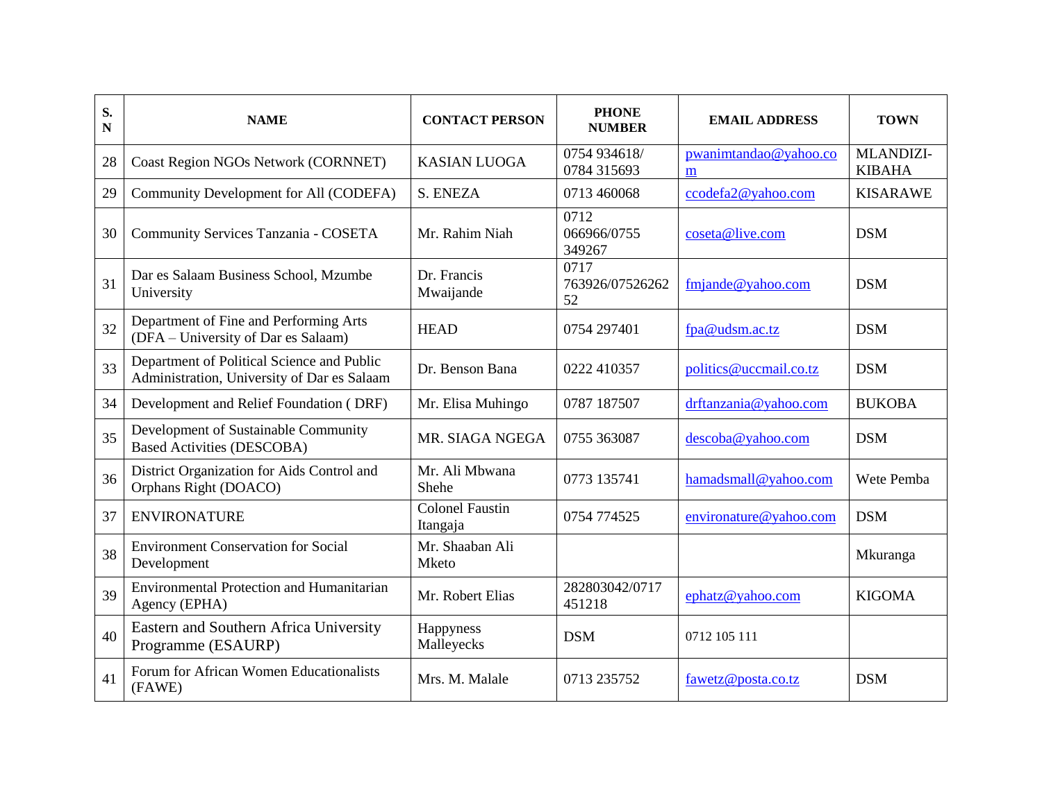| S. N | NAME | CONTACT PERSON | PHONE NUMBER | EMAIL ADDRESS | TOWN |
|---|---|---|---|---|---|
| 28 | Coast Region NGOs Network (CORNNET) | KASIAN LUOGA | 0754 934618/ 0784 315693 | pwanimtandao@yahoo.com | MLANDIZI-KIBAHA |
| 29 | Community Development for All (CODEFA) | S. ENEZA | 0713 460068 | ccodefa2@yahoo.com | KISARAWE |
| 30 | Community Services Tanzania - COSETA | Mr. Rahim Niah | 0712 066966/0755 349267 | coseta@live.com | DSM |
| 31 | Dar es Salaam Business School, Mzumbe University | Dr. Francis Mwaijande | 0717 763926/0752626252 | fmjande@yahoo.com | DSM |
| 32 | Department of Fine and Performing Arts (DFA – University of Dar es Salaam) | HEAD | 0754 297401 | fpa@udsm.ac.tz | DSM |
| 33 | Department of Political Science and Public Administration, University of Dar es Salaam | Dr. Benson Bana | 0222 410357 | politics@uccmail.co.tz | DSM |
| 34 | Development and Relief Foundation ( DRF) | Mr. Elisa Muhingo | 0787 187507 | drftanzania@yahoo.com | BUKOBA |
| 35 | Development of Sustainable Community Based Activities (DESCOBA) | MR. SIAGA NGEGA | 0755 363087 | descoba@yahoo.com | DSM |
| 36 | District Organization for Aids Control and Orphans Right (DOACO) | Mr. Ali Mbwana Shehe | 0773 135741 | hamadsmall@yahoo.com | Wete Pemba |
| 37 | ENVIRONATURE | Colonel Faustin Itangaja | 0754 774525 | environature@yahoo.com | DSM |
| 38 | Environment Conservation for Social Development | Mr. Shaaban Ali Mketo | | | Mkuranga |
| 39 | Environmental Protection and Humanitarian Agency (EPHA) | Mr. Robert Elias | 282803042/0717 451218 | ephatz@yahoo.com | KIGOMA |
| 40 | Eastern and Southern Africa University Programme (ESAURP) | Happyness Malleyecks | DSM | 0712 105 111 | |
| 41 | Forum for African Women Educationalists (FAWE) | Mrs. M. Malale | 0713 235752 | fawetz@posta.co.tz | DSM |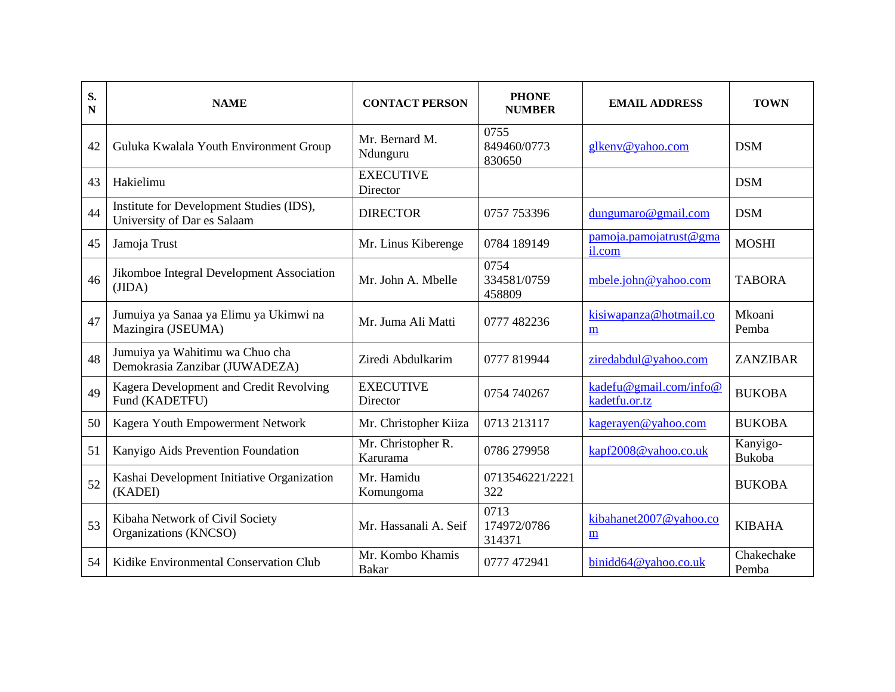| S. N | NAME | CONTACT PERSON | PHONE NUMBER | EMAIL ADDRESS | TOWN |
|---|---|---|---|---|---|
| 42 | Guluka Kwalala Youth Environment Group | Mr. Bernard M. Ndunguru | 0755 849460/0773 830650 | glkenv@yahoo.com | DSM |
| 43 | Hakielimu | EXECUTIVE Director | | | DSM |
| 44 | Institute for Development Studies (IDS), University of Dar es Salaam | DIRECTOR | 0757 753396 | dungumaro@gmail.com | DSM |
| 45 | Jamoja Trust | Mr. Linus Kiberenge | 0784 189149 | pamoja.pamojatrust@gmail.com | MOSHI |
| 46 | Jikomboe Integral Development Association (JIDA) | Mr. John A. Mbelle | 0754 334581/0759 458809 | mbele.john@yahoo.com | TABORA |
| 47 | Jumuiya ya Sanaa ya Elimu ya Ukimwi na Mazingira (JSEUMA) | Mr. Juma Ali Matti | 0777 482236 | kisiwapanza@hotmail.com | Mkoani Pemba |
| 48 | Jumuiya ya Wahitimu wa Chuo cha Demokrasia Zanzibar (JUWADEZA) | Ziredi Abdulkarim | 0777 819944 | ziredabdul@yahoo.com | ZANZIBAR |
| 49 | Kagera Development and Credit Revolving Fund (KADETFU) | EXECUTIVE Director | 0754 740267 | kadefu@gmail.com/info@kadetfu.or.tz | BUKOBA |
| 50 | Kagera Youth Empowerment Network | Mr. Christopher Kiiza | 0713 213117 | kagerayen@yahoo.com | BUKOBA |
| 51 | Kanyigo Aids Prevention Foundation | Mr. Christopher R. Karurama | 0786 279958 | kapf2008@yahoo.co.uk | Kanyigo-Bukoba |
| 52 | Kashai Development Initiative Organization (KADEI) | Mr. Hamidu Komungoma | 0713546221/2221322 | | BUKOBA |
| 53 | Kibaha Network of Civil Society Organizations (KNCSO) | Mr. Hassanali A. Seif | 0713 174972/0786 314371 | kibahanet2007@yahoo.com | KIBAHA |
| 54 | Kidike Environmental Conservation Club | Mr. Kombo Khamis Bakar | 0777 472941 | binidd64@yahoo.co.uk | Chakechake Pemba |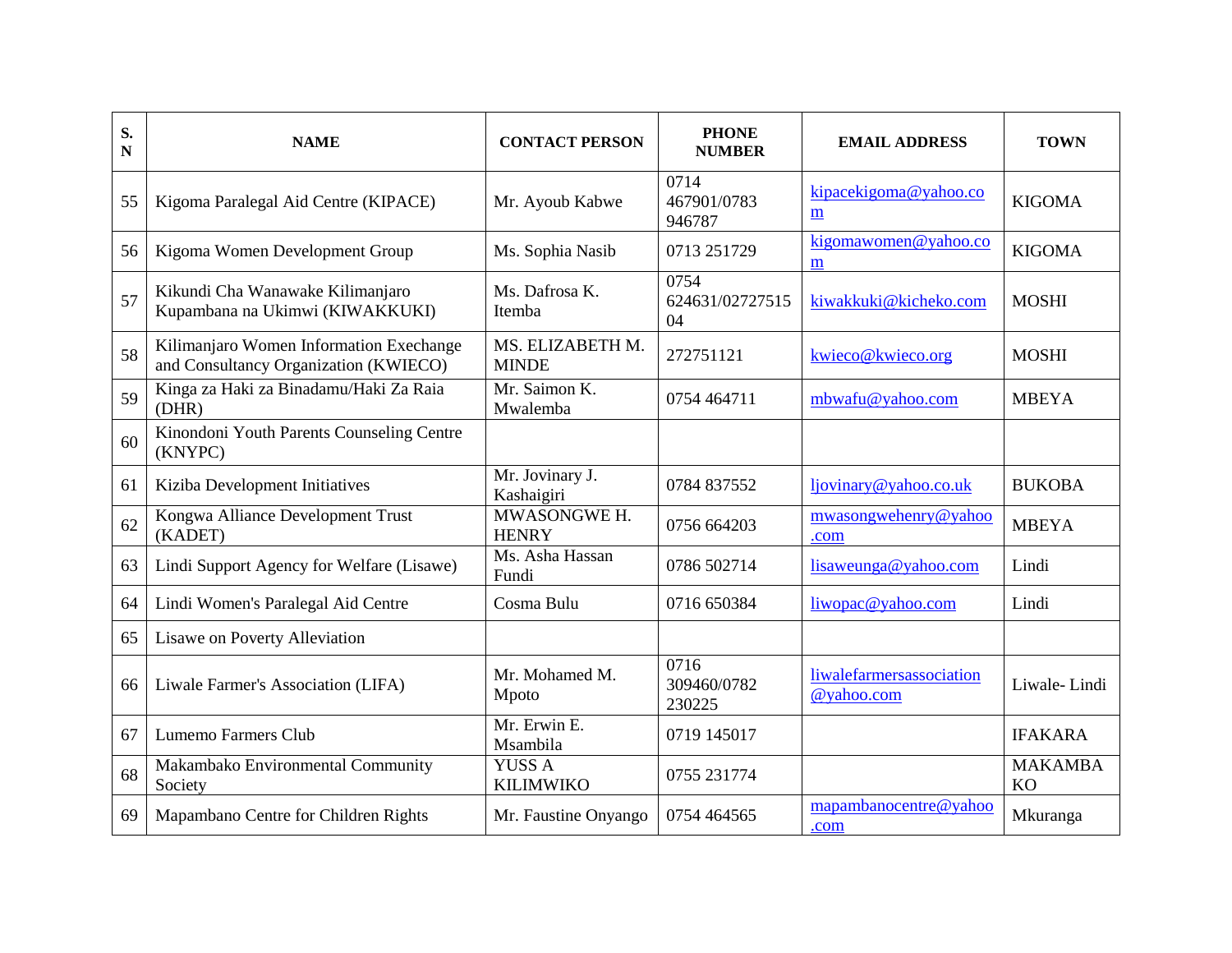| S. N | NAME | CONTACT PERSON | PHONE NUMBER | EMAIL ADDRESS | TOWN |
|---|---|---|---|---|---|
| 55 | Kigoma Paralegal Aid Centre (KIPACE) | Mr. Ayoub Kabwe | 0714 467901/0783 946787 | kipacekigoma@yahoo.com | KIGOMA |
| 56 | Kigoma Women Development Group | Ms. Sophia Nasib | 0713 251729 | kigomawomen@yahoo.com | KIGOMA |
| 57 | Kikundi Cha Wanawake Kilimanjaro Kupambana na Ukimwi (KIWAKKUKI) | Ms. Dafrosa K. Itemba | 0754 624631/0272751504 | kiwakkuki@kicheko.com | MOSHI |
| 58 | Kilimanjaro Women Information Exechange and Consultancy Organization (KWIECO) | MS. ELIZABETH M. MINDE | 272751121 | kwieco@kwieco.org | MOSHI |
| 59 | Kinga za Haki za Binadamu/Haki Za Raia (DHR) | Mr. Saimon K. Mwalemba | 0754 464711 | mbwafu@yahoo.com | MBEYA |
| 60 | Kinondoni Youth Parents Counseling Centre (KNYPC) | | | | |
| 61 | Kiziba Development Initiatives | Mr. Jovinary J. Kashaigiri | 0784 837552 | ljovinary@yahoo.co.uk | BUKOBA |
| 62 | Kongwa Alliance Development Trust (KADET) | MWASONGWE H. HENRY | 0756 664203 | mwasongwehenry@yahoo.com | MBEYA |
| 63 | Lindi Support Agency for Welfare (Lisawe) | Ms. Asha Hassan Fundi | 0786 502714 | lisaweunga@yahoo.com | Lindi |
| 64 | Lindi Women's Paralegal Aid Centre | Cosma Bulu | 0716 650384 | liwopac@yahoo.com | Lindi |
| 65 | Lisawe on Poverty Alleviation | | | | |
| 66 | Liwale Farmer's Association (LIFA) | Mr. Mohamed M. Mpoto | 0716 309460/0782 230225 | liwalefarmersassociation@yahoo.com | Liwale- Lindi |
| 67 | Lumemo Farmers Club | Mr. Erwin E. Msambila | 0719 145017 | | IFAKARA |
| 68 | Makambako Environmental Community Society | YUSS A KILIMWIKO | 0755 231774 | | MAKAMBAKO |
| 69 | Mapambano Centre for Children Rights | Mr. Faustine Onyango | 0754 464565 | mapambanocentre@yahoo.com | Mkuranga |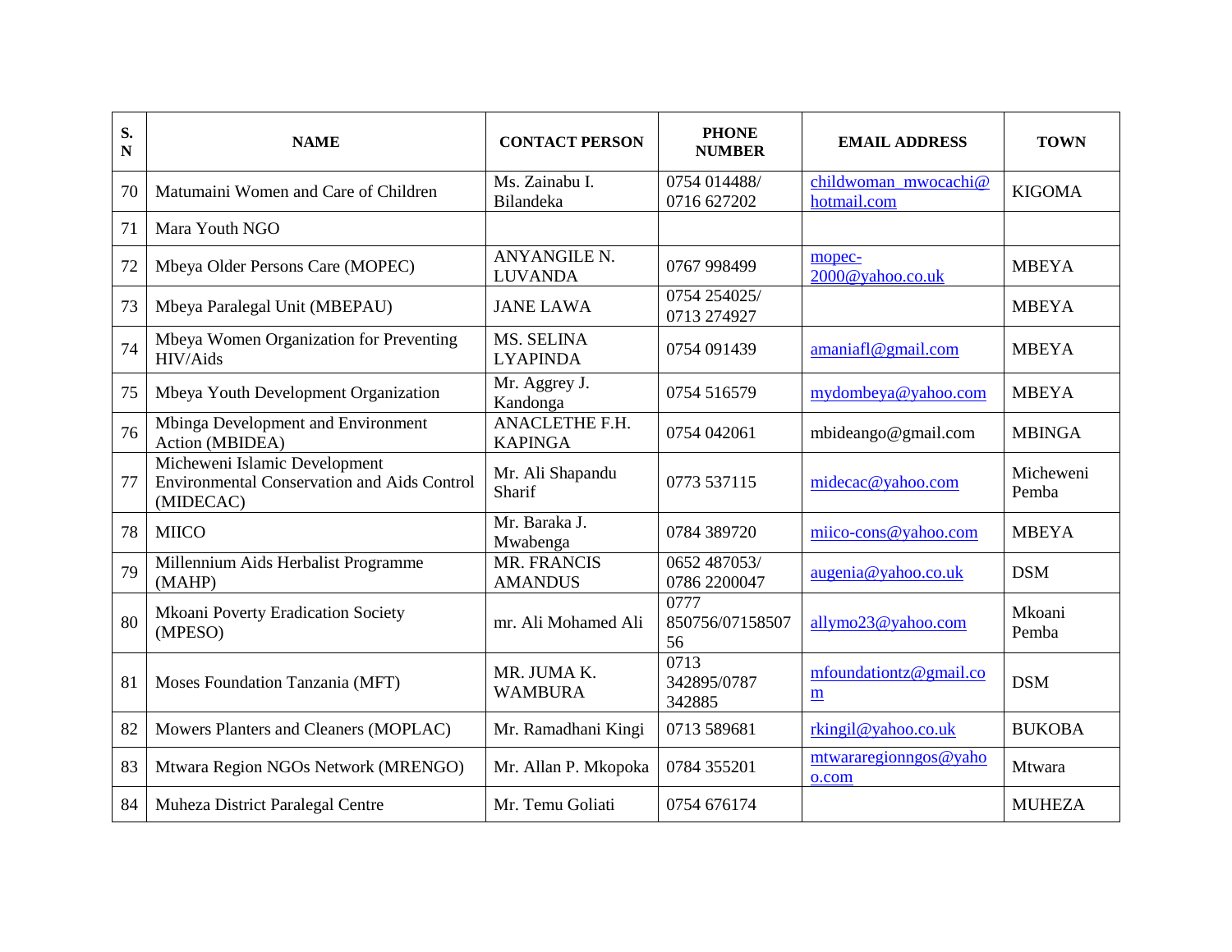| S. N | NAME | CONTACT PERSON | PHONE NUMBER | EMAIL ADDRESS | TOWN |
|---|---|---|---|---|---|
| 70 | Matumaini Women and Care of Children | Ms. Zainabu I. Bilandeka | 0754 014488/ 0716 627202 | childwoman_mwocachi@hotmail.com | KIGOMA |
| 71 | Mara Youth NGO | | | | |
| 72 | Mbeya Older Persons Care (MOPEC) | ANYANGILE N. LUVANDA | 0767 998499 | mopec-2000@yahoo.co.uk | MBEYA |
| 73 | Mbeya Paralegal Unit (MBEPAU) | JANE LAWA | 0754 254025/ 0713 274927 | | MBEYA |
| 74 | Mbeya Women Organization for Preventing HIV/Aids | MS. SELINA LYAPINDA | 0754 091439 | amaniafl@gmail.com | MBEYA |
| 75 | Mbeya Youth Development Organization | Mr. Aggrey J. Kandonga | 0754 516579 | mydombeya@yahoo.com | MBEYA |
| 76 | Mbinga Development and Environment Action (MBIDEA) | ANACLETHE F.H. KAPINGA | 0754 042061 | mbideango@gmail.com | MBINGA |
| 77 | Micheweni Islamic Development Environmental Conservation and Aids Control (MIDECAC) | Mr. Ali Shapandu Sharif | 0773 537115 | midecac@yahoo.com | Micheweni Pemba |
| 78 | MIICO | Mr. Baraka J. Mwabenga | 0784 389720 | miico-cons@yahoo.com | MBEYA |
| 79 | Millennium Aids Herbalist Programme (MAHP) | MR. FRANCIS AMANDUS | 0652 487053/ 0786 2200047 | augenia@yahoo.co.uk | DSM |
| 80 | Mkoani Poverty Eradication Society (MPESO) | mr. Ali Mohamed Ali | 0777 850756/0715850756 | allymo23@yahoo.com | Mkoani Pemba |
| 81 | Moses Foundation Tanzania (MFT) | MR. JUMA K. WAMBURA | 0713 342895/0787 342885 | mfoundationtz@gmail.com | DSM |
| 82 | Mowers Planters and Cleaners (MOPLAC) | Mr. Ramadhani Kingi | 0713 589681 | rkingil@yahoo.co.uk | BUKOBA |
| 83 | Mtwara Region NGOs Network (MRENGO) | Mr. Allan P. Mkopoka | 0784 355201 | mtwararegionngos@yahoo.com | Mtwara |
| 84 | Muheza District Paralegal Centre | Mr. Temu Goliati | 0754 676174 | | MUHEZA |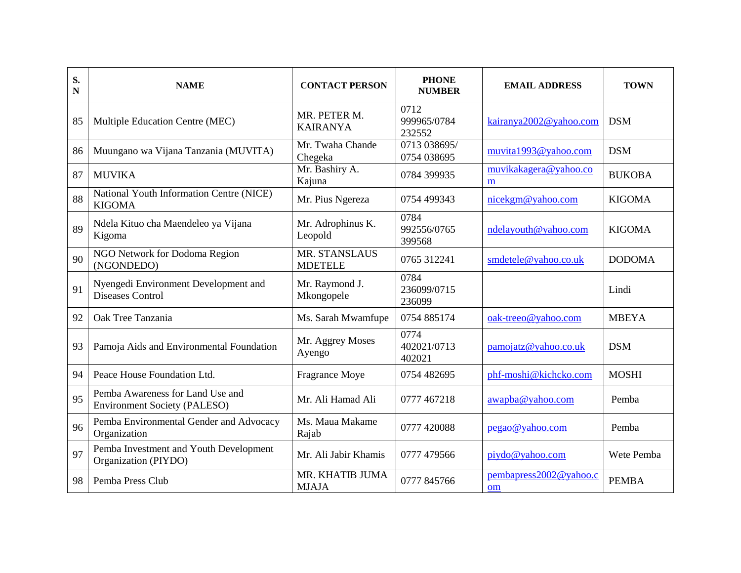| S. N | NAME | CONTACT PERSON | PHONE NUMBER | EMAIL ADDRESS | TOWN |
|---|---|---|---|---|---|
| 85 | Multiple Education Centre (MEC) | MR. PETER M. KAIRANYA | 0712 999965/0784 232552 | kairanya2002@yahoo.com | DSM |
| 86 | Muungano wa Vijana Tanzania (MUVITA) | Mr. Twaha Chande Chegeka | 0713 038695/ 0754 038695 | muvita1993@yahoo.com | DSM |
| 87 | MUVIKA | Mr. Bashiry A. Kajuna | 0784 399935 | muvikakagera@yahoo.com | BUKOBA |
| 88 | National Youth Information Centre (NICE) KIGOMA | Mr. Pius Ngereza | 0754 499343 | nicekgm@yahoo.com | KIGOMA |
| 89 | Ndela Kituo cha Maendeleo ya Vijana Kigoma | Mr. Adrophinus K. Leopold | 0784 992556/0765 399568 | ndelayouth@yahoo.com | KIGOMA |
| 90 | NGO Network for Dodoma Region (NGONDEDO) | MR. STANSLAUS MDETELE | 0765 312241 | smdetele@yahoo.co.uk | DODOMA |
| 91 | Nyengedi Environment Development and Diseases Control | Mr. Raymond J. Mkongopele | 0784 236099/0715 236099 | | Lindi |
| 92 | Oak Tree Tanzania | Ms. Sarah Mwamfupe | 0754 885174 | oak-treeo@yahoo.com | MBEYA |
| 93 | Pamoja Aids and Environmental Foundation | Mr. Aggrey Moses Ayengo | 0774 402021/0713 402021 | pamojatz@yahoo.co.uk | DSM |
| 94 | Peace House Foundation Ltd. | Fragrance Moye | 0754 482695 | phf-moshi@kichcko.com | MOSHI |
| 95 | Pemba Awareness for Land Use and Environment Society (PALESO) | Mr. Ali Hamad Ali | 0777 467218 | awapba@yahoo.com | Pemba |
| 96 | Pemba Environmental Gender and Advocacy Organization | Ms. Maua Makame Rajab | 0777 420088 | pegao@yahoo.com | Pemba |
| 97 | Pemba Investment and Youth Development Organization (PIYDO) | Mr. Ali Jabir Khamis | 0777 479566 | piydo@yahoo.com | Wete Pemba |
| 98 | Pemba Press Club | MR. KHATIB JUMA MJAJA | 0777 845766 | pembapress2002@yahoo.com | PEMBA |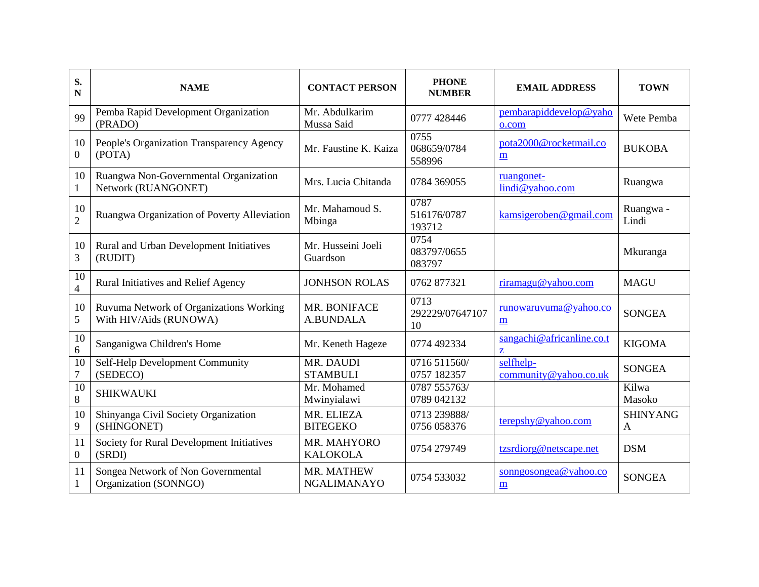| S. N | NAME | CONTACT PERSON | PHONE NUMBER | EMAIL ADDRESS | TOWN |
|---|---|---|---|---|---|
| 99 | Pemba Rapid Development Organization (PRADO) | Mr. Abdulkarim Mussa Said | 0777 428446 | pembarapiddevelop@yahoo.com | Wete Pemba |
| 100 | People's Organization Transparency Agency (POTA) | Mr. Faustine K. Kaiza | 0755 068659/0784 558996 | pota2000@rocketmail.com | BUKOBA |
| 101 | Ruangwa Non-Governmental Organization Network (RUANGONET) | Mrs. Lucia Chitanda | 0784 369055 | ruangonet-lindi@yahoo.com | Ruangwa |
| 102 | Ruangwa Organization of Poverty Alleviation | Mr. Mahamoud S. Mbinga | 0787 516176/0787 193712 | kamsigeroben@gmail.com | Ruangwa - Lindi |
| 103 | Rural and Urban Development Initiatives (RUDIT) | Mr. Husseini Joeli Guardson | 0754 083797/0655 083797 | | Mkuranga |
| 104 | Rural Initiatives and Relief Agency | JONHSON ROLAS | 0762 877321 | riramagu@yahoo.com | MAGU |
| 105 | Ruvuma Network of Organizations Working With HIV/Aids (RUNOWA) | MR. BONIFACE A.BUNDALA | 0713 292229/0764710710 | runowaruvuma@yahoo.com | SONGEA |
| 106 | Sanganigwa Children's Home | Mr. Keneth Hageze | 0774 492334 | sangachi@africanline.co.tz | KIGOMA |
| 107 | Self-Help Development Community (SEDECO) | MR. DAUDI STAMBULI | 0716 511560/ 0757 182357 | selfhelp-community@yahoo.co.uk | SONGEA |
| 108 | SHIKWAUKI | Mr. Mohamed Mwinyialawi | 0787 555763/ 0789 042132 | | Kilwa Masoko |
| 109 | Shinyanga Civil Society Organization (SHINGONET) | MR. ELIEZA BITEGEKO | 0713 239888/ 0756 058376 | terepshy@yahoo.com | SHINYANGA |
| 110 | Society for Rural Development Initiatives (SRDI) | MR. MAHYORO KALOKOLA | 0754 279749 | tzsrdiorg@netscape.net | DSM |
| 111 | Songea Network of Non Governmental Organization (SONNGO) | MR. MATHEW NGALIMANAYO | 0754 533032 | sonngosongea@yahoo.com | SONGEA |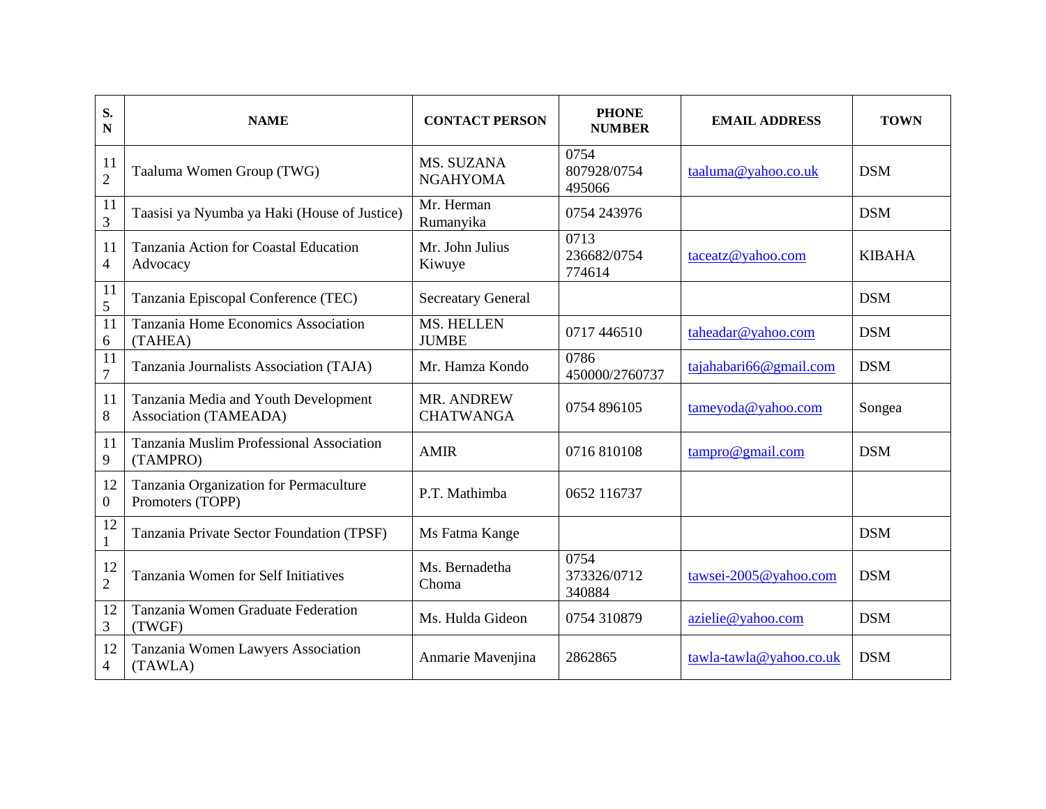| S. N | NAME | CONTACT PERSON | PHONE NUMBER | EMAIL ADDRESS | TOWN |
|---|---|---|---|---|---|
| 112 | Taaluma Women Group (TWG) | MS. SUZANA NGAHYOMA | 0754 807928/0754 495066 | taaluma@yahoo.co.uk | DSM |
| 113 | Taasisi ya Nyumba ya Haki (House of Justice) | Mr. Herman Rumanyika | 0754 243976 | | DSM |
| 114 | Tanzania Action for Coastal Education Advocacy | Mr. John Julius Kiwuye | 0713 236682/0754 774614 | taceatz@yahoo.com | KIBAHA |
| 115 | Tanzania Episcopal Conference (TEC) | Secreatary General | | | DSM |
| 116 | Tanzania Home Economics Association (TAHEA) | MS. HELLEN JUMBE | 0717 446510 | taheadar@yahoo.com | DSM |
| 117 | Tanzania Journalists Association (TAJA) | Mr. Hamza Kondo | 0786 450000/2760737 | tajahabari66@gmail.com | DSM |
| 118 | Tanzania Media and Youth Development Association (TAMEADA) | MR. ANDREW CHATWANGA | 0754 896105 | tameyoda@yahoo.com | Songea |
| 119 | Tanzania Muslim Professional Association (TAMPRO) | AMIR | 0716 810108 | tampro@gmail.com | DSM |
| 120 | Tanzania Organization for Permaculture Promoters (TOPP) | P.T. Mathimba | 0652 116737 | | |
| 121 | Tanzania Private Sector Foundation (TPSF) | Ms Fatma Kange | | | DSM |
| 122 | Tanzania Women for Self Initiatives | Ms. Bernadetha Choma | 0754 373326/0712 340884 | tawsei-2005@yahoo.com | DSM |
| 123 | Tanzania Women Graduate Federation (TWGF) | Ms. Hulda Gideon | 0754 310879 | azielie@yahoo.com | DSM |
| 124 | Tanzania Women Lawyers Association (TAWLA) | Anmarie Mavenjina | 2862865 | tawla-tawla@yahoo.co.uk | DSM |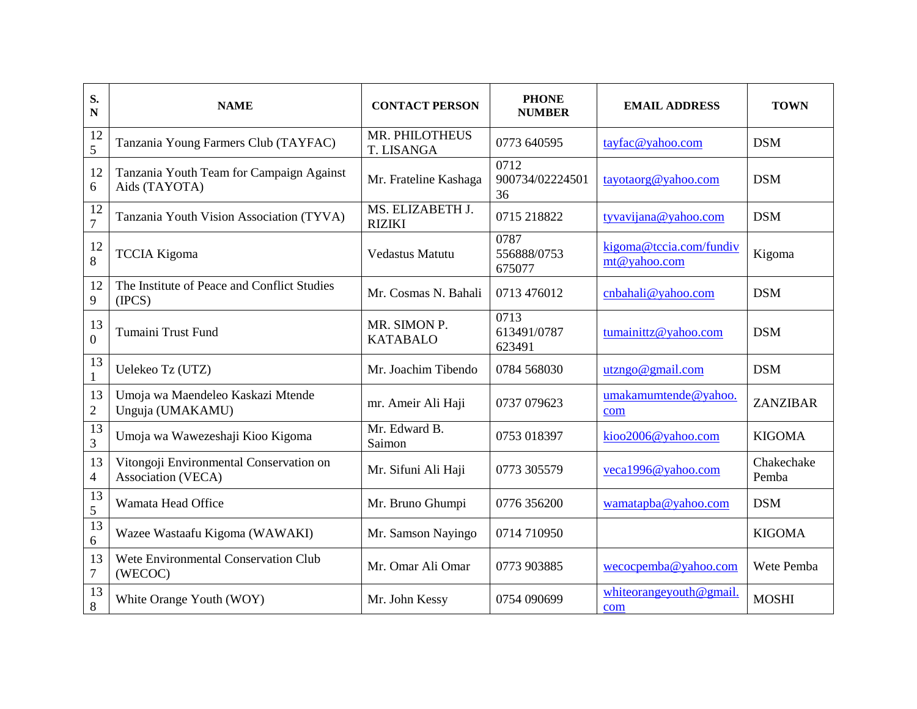| S. N | NAME | CONTACT PERSON | PHONE NUMBER | EMAIL ADDRESS | TOWN |
|---|---|---|---|---|---|
| 125 | Tanzania Young Farmers Club (TAYFAC) | MR. PHILOTHEUS T. LISANGA | 0773 640595 | tayfac@yahoo.com | DSM |
| 126 | Tanzania Youth Team for Campaign Against Aids (TAYOTA) | Mr. Frateline Kashaga | 0712 900734/0222450136 | tayotaorg@yahoo.com | DSM |
| 127 | Tanzania Youth Vision Association (TYVA) | MS. ELIZABETH J. RIZIKI | 0715 218822 | tyvavijana@yahoo.com | DSM |
| 128 | TCCIA Kigoma | Vedastus Matutu | 0787 556888/0753 675077 | kigoma@tccia.com/fundivmt@yahoo.com | Kigoma |
| 129 | The Institute of Peace and Conflict Studies (IPCS) | Mr. Cosmas N. Bahali | 0713 476012 | cnbahali@yahoo.com | DSM |
| 130 | Tumaini Trust Fund | MR. SIMON P. KATABALO | 0713 613491/0787 623491 | tumainittz@yahoo.com | DSM |
| 131 | Uelekeo Tz (UTZ) | Mr. Joachim Tibendo | 0784 568030 | utzngo@gmail.com | DSM |
| 132 | Umoja wa Maendeleo Kaskazi Mtende Unguja (UMAKAMU) | mr. Ameir Ali Haji | 0737 079623 | umakamumtende@yahoo.com | ZANZIBAR |
| 133 | Umoja wa Wawezeshaji Kioo Kigoma | Mr. Edward B. Saimon | 0753 018397 | kioo2006@yahoo.com | KIGOMA |
| 134 | Vitongoji Environmental Conservation on Association (VECA) | Mr. Sifuni Ali Haji | 0773 305579 | veca1996@yahoo.com | Chakechake Pemba |
| 135 | Wamata Head Office | Mr. Bruno Ghumpi | 0776 356200 | wamatapba@yahoo.com | DSM |
| 136 | Wazee Wastaafu Kigoma (WAWAKI) | Mr. Samson Nayingo | 0714 710950 | | KIGOMA |
| 137 | Wete Environmental Conservation Club (WECOC) | Mr. Omar Ali Omar | 0773 903885 | wecocpemba@yahoo.com | Wete Pemba |
| 138 | White Orange Youth (WOY) | Mr. John Kessy | 0754 090699 | whiteorangeyouth@gmail.com | MOSHI |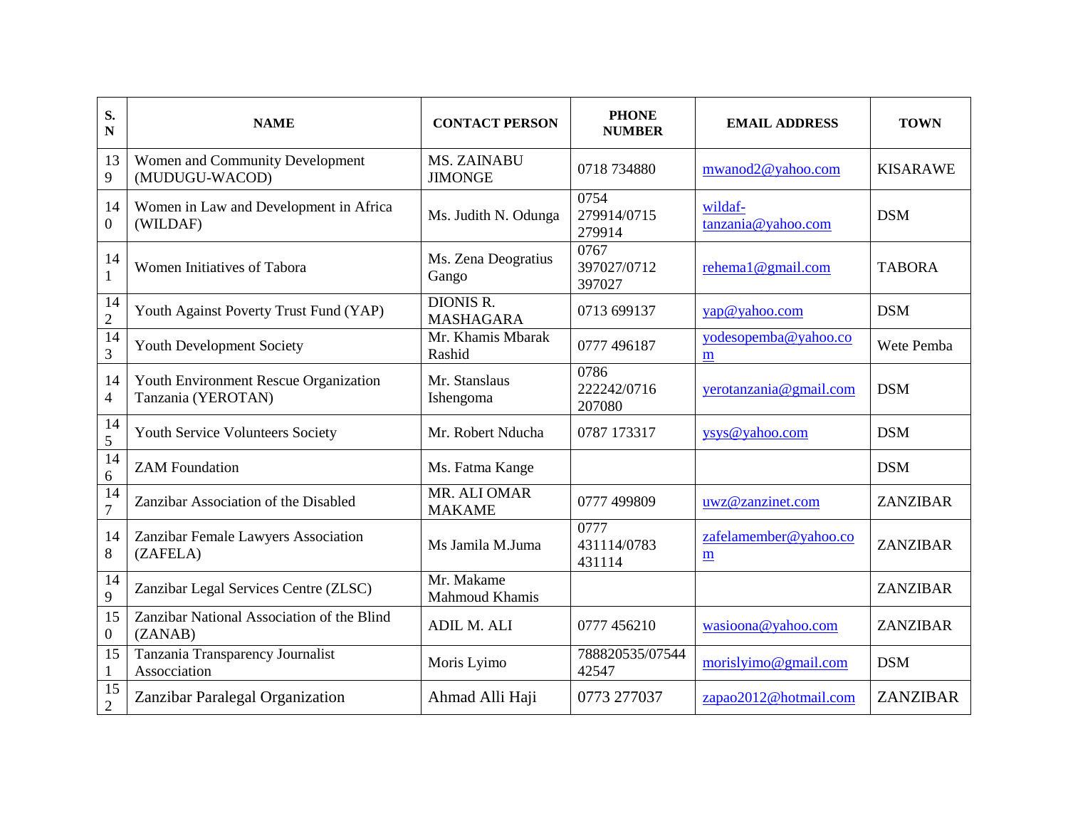| S. N | NAME | CONTACT PERSON | PHONE NUMBER | EMAIL ADDRESS | TOWN |
|---|---|---|---|---|---|
| 139 | Women and Community Development (MUDUGU-WACOD) | MS. ZAINABU JIMONGE | 0718 734880 | mwanod2@yahoo.com | KISARAWE |
| 140 | Women in Law and Development in Africa (WILDAF) | Ms. Judith N. Odunga | 0754 279914/0715 279914 | wildaf-tanzania@yahoo.com | DSM |
| 141 | Women Initiatives of Tabora | Ms. Zena Deogratius Gango | 0767 397027/0712 397027 | rehema1@gmail.com | TABORA |
| 142 | Youth Against Poverty Trust Fund (YAP) | DIONIS R. MASHAGARA | 0713 699137 | yap@yahoo.com | DSM |
| 143 | Youth Development Society | Mr. Khamis Mbarak Rashid | 0777 496187 | yodesopemba@yahoo.com | Wete Pemba |
| 144 | Youth Environment Rescue Organization Tanzania (YEROTAN) | Mr. Stanslaus Ishengoma | 0786 222242/0716 207080 | yerotanzania@gmail.com | DSM |
| 145 | Youth Service Volunteers Society | Mr. Robert Nducha | 0787 173317 | ysys@yahoo.com | DSM |
| 146 | ZAM Foundation | Ms. Fatma Kange | | | DSM |
| 147 | Zanzibar Association of the Disabled | MR. ALI OMAR MAKAME | 0777 499809 | uwz@zanzinet.com | ZANZIBAR |
| 148 | Zanzibar Female Lawyers Association (ZAFELA) | Ms Jamila M.Juma | 0777 431114/0783 431114 | zafelamember@yahoo.com | ZANZIBAR |
| 149 | Zanzibar Legal Services Centre (ZLSC) | Mr. Makame Mahmoud Khamis | | | ZANZIBAR |
| 150 | Zanzibar National Association of the Blind (ZANAB) | ADIL M. ALI | 0777 456210 | wasioona@yahoo.com | ZANZIBAR |
| 151 | Tanzania Transparency Journalist Assocciation | Moris Lyimo | 788820535/0754442547 | morislyimo@gmail.com | DSM |
| 152 | Zanzibar Paralegal Organization | Ahmad Alli Haji | 0773 277037 | zapao2012@hotmail.com | ZANZIBAR |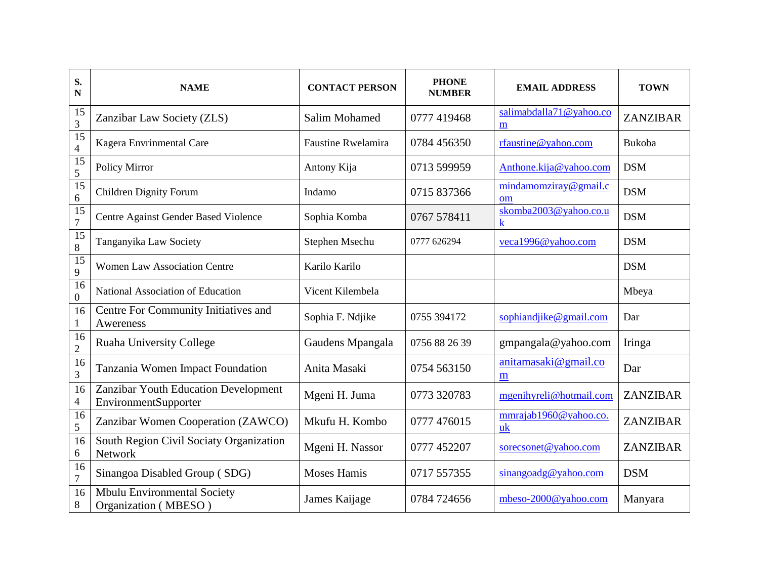| S. N | NAME | CONTACT PERSON | PHONE NUMBER | EMAIL ADDRESS | TOWN |
|---|---|---|---|---|---|
| 153 | Zanzibar Law Society (ZLS) | Salim Mohamed | 0777 419468 | salimabdalla71@yahoo.com | ZANZIBAR |
| 154 | Kagera Envrinmental Care | Faustine Rwelamira | 0784 456350 | rfaustine@yahoo.com | Bukoba |
| 155 | Policy Mirror | Antony Kija | 0713 599959 | Anthone.kija@yahoo.com | DSM |
| 156 | Children Dignity Forum | Indamo | 0715 837366 | mindamomziray@gmail.com | DSM |
| 157 | Centre Against Gender Based Violence | Sophia Komba | 0767 578411 | skomba2003@yahoo.co.uk | DSM |
| 158 | Tanganyika Law Society | Stephen Msechu | 0777 626294 | veca1996@yahoo.com | DSM |
| 159 | Women Law Association Centre | Karilo Karilo | | | DSM |
| 160 | National Association of Education | Vicent Kilembela | | | Mbeya |
| 161 | Centre For Community Initiatives and Awereness | Sophia F. Ndjike | 0755 394172 | sophiandjike@gmail.com | Dar |
| 162 | Ruaha University College | Gaudens Mpangala | 0756 88 26 39 | gmpangala@yahoo.com | Iringa |
| 163 | Tanzania Women Impact Foundation | Anita Masaki | 0754 563150 | anitamasaki@gmail.com | Dar |
| 164 | Zanzibar Youth Education Development EnvironmentSupporter | Mgeni H. Juma | 0773 320783 | mgenihyreli@hotmail.com | ZANZIBAR |
| 165 | Zanzibar Women Cooperation (ZAWCO) | Mkufu H. Kombo | 0777 476015 | mmrajab1960@yahoo.co.uk | ZANZIBAR |
| 166 | South Region Civil Sociaty Organization Network | Mgeni H. Nassor | 0777 452207 | sorecsonet@yahoo.com | ZANZIBAR |
| 167 | Sinangoa Disabled Group ( SDG) | Moses Hamis | 0717 557355 | sinangoadg@yahoo.com | DSM |
| 168 | Mbulu Environmental Society Organization ( MBESO ) | James Kaijage | 0784 724656 | mbeso-2000@yahoo.com | Manyara |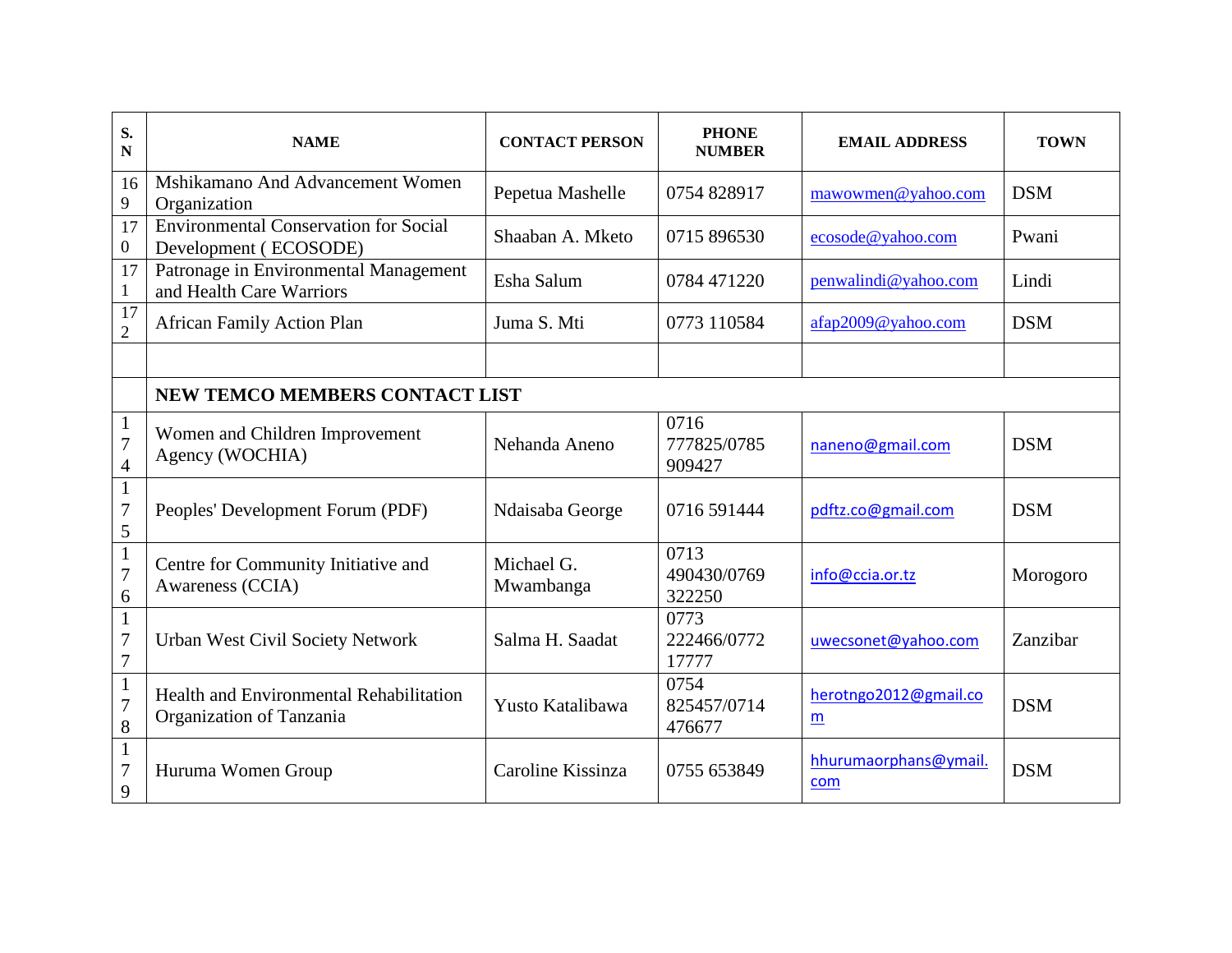| S. N | NAME | CONTACT PERSON | PHONE NUMBER | EMAIL ADDRESS | TOWN |
|---|---|---|---|---|---|
| 169 | Mshikamano And Advancement Women Organization | Pepetua Mashelle | 0754 828917 | mawowmen@yahoo.com | DSM |
| 170 | Environmental Conservation for Social Development ( ECOSODE) | Shaaban A. Mketo | 0715 896530 | ecosode@yahoo.com | Pwani |
| 171 | Patronage in Environmental Management and Health Care Warriors | Esha Salum | 0784 471220 | penwalindi@yahoo.com | Lindi |
| 172 | African Family Action Plan | Juma S. Mti | 0773 110584 | afap2009@yahoo.com | DSM |
| | | | | | |
| | **NEW TEMCO MEMBERS CONTACT LIST** | | | | |
| 174 | Women and Children Improvement Agency (WOCHIA) | Nehanda Aneno | 0716 777825/0785 909427 | naneno@gmail.com | DSM |
| 175 | Peoples' Development Forum (PDF) | Ndaisaba George | 0716 591444 | pdftz.co@gmail.com | DSM |
| 176 | Centre for Community Initiative and Awareness (CCIA) | Michael G. Mwambanga | 0713 490430/0769 322250 | info@ccia.or.tz | Morogoro |
| 177 | Urban West Civil Society Network | Salma H. Saadat | 0773 222466/0772 17777 | uwecsonet@yahoo.com | Zanzibar |
| 178 | Health and Environmental Rehabilitation Organization of Tanzania | Yusto Katalibawa | 0754 825457/0714 476677 | herotngo2012@gmail.com | DSM |
| 179 | Huruma Women Group | Caroline Kissinza | 0755 653849 | hhurumaorphans@ymail.com | DSM |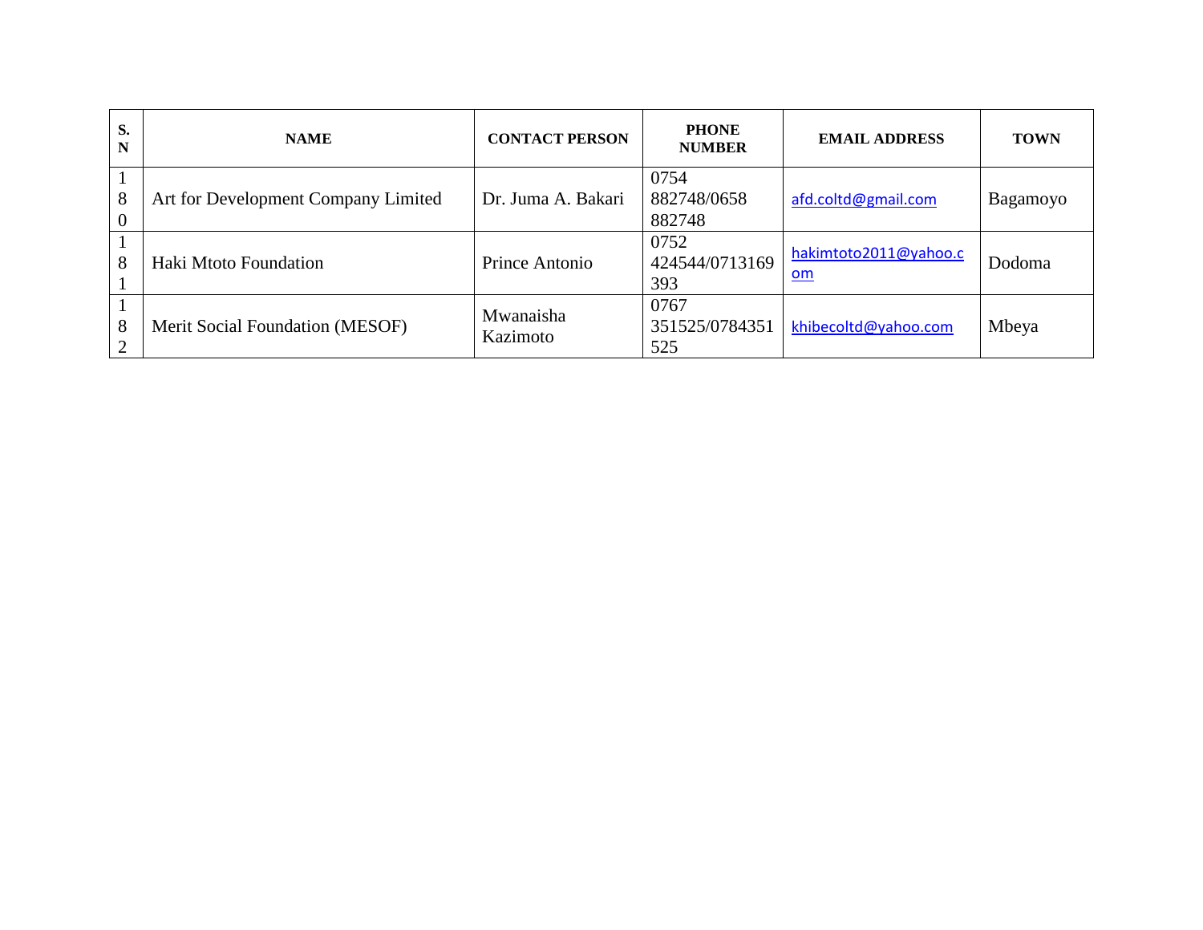| S. N | NAME | CONTACT PERSON | PHONE NUMBER | EMAIL ADDRESS | TOWN |
|---|---|---|---|---|---|
| 180 | Art for Development Company Limited | Dr. Juma A. Bakari | 0754 882748/0658 882748 | afd.coltd@gmail.com | Bagamoyo |
| 181 | Haki Mtoto Foundation | Prince Antonio | 0752 424544/0713169 393 | hakimtoto2011@yahoo.com | Dodoma |
| 182 | Merit Social Foundation (MESOF) | Mwanaisha Kazimoto | 0767 351525/0784351 525 | khibecoltd@yahoo.com | Mbeya |